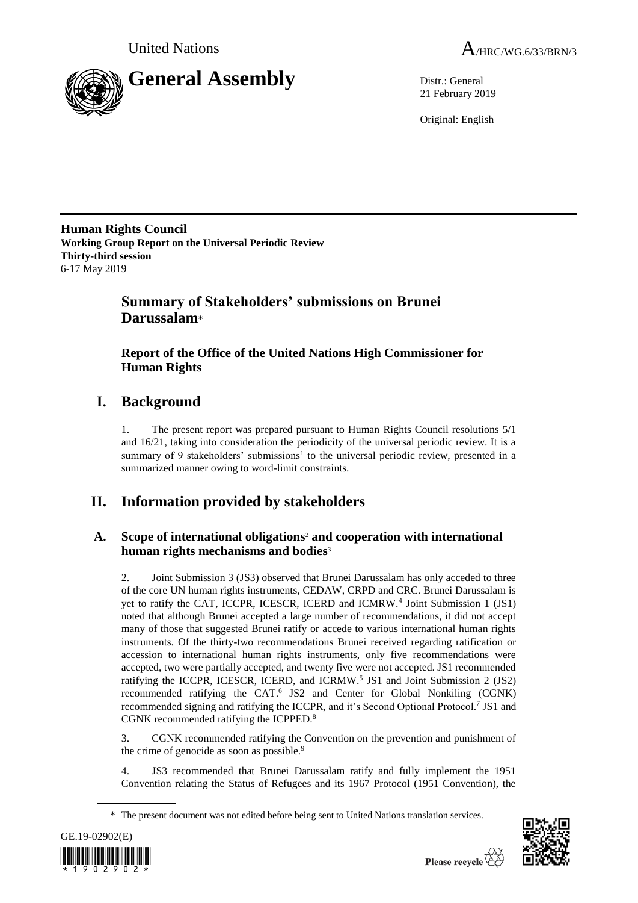United Nations A/HRC/WG.6/33/BRN/3

# General Assembly

Distr.: General
21 February 2019

Original: English

**Human Rights Council**
**Working Group Report on the Universal Periodic Review**
**Thirty-third session**
6-17 May 2019

## Summary of Stakeholders' submissions on Brunei Darussalam*

### Report of the Office of the United Nations High Commissioner for Human Rights

## I. Background

1. The present report was prepared pursuant to Human Rights Council resolutions 5/1 and 16/21, taking into consideration the periodicity of the universal periodic review. It is a summary of 9 stakeholders' submissions[1] to the universal periodic review, presented in a summarized manner owing to word-limit constraints.

## II. Information provided by stakeholders

### A. Scope of international obligations[2] and cooperation with international human rights mechanisms and bodies[3]

2. Joint Submission 3 (JS3) observed that Brunei Darussalam has only acceded to three of the core UN human rights instruments, CEDAW, CRPD and CRC. Brunei Darussalam is yet to ratify the CAT, ICCPR, ICESCR, ICERD and ICMRW.[4] Joint Submission 1 (JS1) noted that although Brunei accepted a large number of recommendations, it did not accept many of those that suggested Brunei ratify or accede to various international human rights instruments. Of the thirty-two recommendations Brunei received regarding ratification or accession to international human rights instruments, only five recommendations were accepted, two were partially accepted, and twenty five were not accepted. JS1 recommended ratifying the ICCPR, ICESCR, ICERD, and ICMRW.[5] JS1 and Joint Submission 2 (JS2) recommended ratifying the CAT.[6] JS2 and Center for Global Nonkiling (CGNK) recommended signing and ratifying the ICCPR, and it's Second Optional Protocol.[7] JS1 and CGNK recommended ratifying the ICPPED.[8]

3. CGNK recommended ratifying the Convention on the prevention and punishment of the crime of genocide as soon as possible.[9]

4. JS3 recommended that Brunei Darussalam ratify and fully implement the 1951 Convention relating the Status of Refugees and its 1967 Protocol (1951 Convention), the

\* The present document was not edited before being sent to United Nations translation services.

GE.19-02902(E)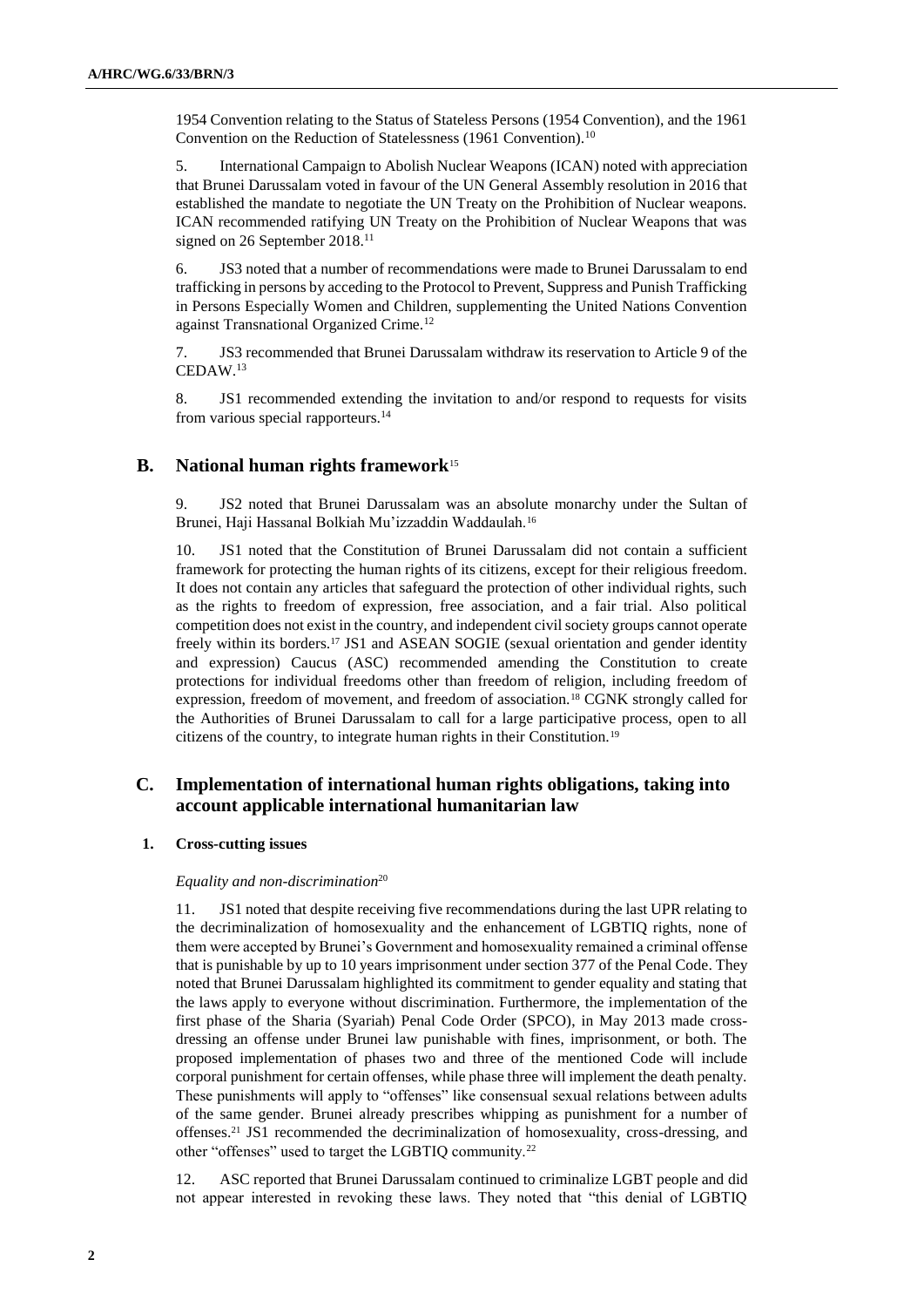1954 Convention relating to the Status of Stateless Persons (1954 Convention), and the 1961 Convention on the Reduction of Statelessness (1961 Convention).[10]

5. International Campaign to Abolish Nuclear Weapons (ICAN) noted with appreciation that Brunei Darussalam voted in favour of the UN General Assembly resolution in 2016 that established the mandate to negotiate the UN Treaty on the Prohibition of Nuclear weapons. ICAN recommended ratifying UN Treaty on the Prohibition of Nuclear Weapons that was signed on 26 September 2018.[11]

6. JS3 noted that a number of recommendations were made to Brunei Darussalam to end trafficking in persons by acceding to the Protocol to Prevent, Suppress and Punish Trafficking in Persons Especially Women and Children, supplementing the United Nations Convention against Transnational Organized Crime.[12]

7. JS3 recommended that Brunei Darussalam withdraw its reservation to Article 9 of the CEDAW.[13]

8. JS1 recommended extending the invitation to and/or respond to requests for visits from various special rapporteurs.[14]

## B. National human rights framework[15]

9. JS2 noted that Brunei Darussalam was an absolute monarchy under the Sultan of Brunei, Haji Hassanal Bolkiah Mu'izzaddin Waddaulah.[16]

10. JS1 noted that the Constitution of Brunei Darussalam did not contain a sufficient framework for protecting the human rights of its citizens, except for their religious freedom. It does not contain any articles that safeguard the protection of other individual rights, such as the rights to freedom of expression, free association, and a fair trial. Also political competition does not exist in the country, and independent civil society groups cannot operate freely within its borders.[17] JS1 and ASEAN SOGIE (sexual orientation and gender identity and expression) Caucus (ASC) recommended amending the Constitution to create protections for individual freedoms other than freedom of religion, including freedom of expression, freedom of movement, and freedom of association.[18] CGNK strongly called for the Authorities of Brunei Darussalam to call for a large participative process, open to all citizens of the country, to integrate human rights in their Constitution.[19]

## C. Implementation of international human rights obligations, taking into account applicable international humanitarian law

### 1. Cross-cutting issues

*Equality and non-discrimination*[20]

11. JS1 noted that despite receiving five recommendations during the last UPR relating to the decriminalization of homosexuality and the enhancement of LGBTIQ rights, none of them were accepted by Brunei's Government and homosexuality remained a criminal offense that is punishable by up to 10 years imprisonment under section 377 of the Penal Code. They noted that Brunei Darussalam highlighted its commitment to gender equality and stating that the laws apply to everyone without discrimination. Furthermore, the implementation of the first phase of the Sharia (Syariah) Penal Code Order (SPCO), in May 2013 made cross-dressing an offense under Brunei law punishable with fines, imprisonment, or both. The proposed implementation of phases two and three of the mentioned Code will include corporal punishment for certain offenses, while phase three will implement the death penalty. These punishments will apply to "offenses" like consensual sexual relations between adults of the same gender. Brunei already prescribes whipping as punishment for a number of offenses.[21] JS1 recommended the decriminalization of homosexuality, cross-dressing, and other "offenses" used to target the LGBTIQ community.[22]

12. ASC reported that Brunei Darussalam continued to criminalize LGBT people and did not appear interested in revoking these laws. They noted that "this denial of LGBTIQ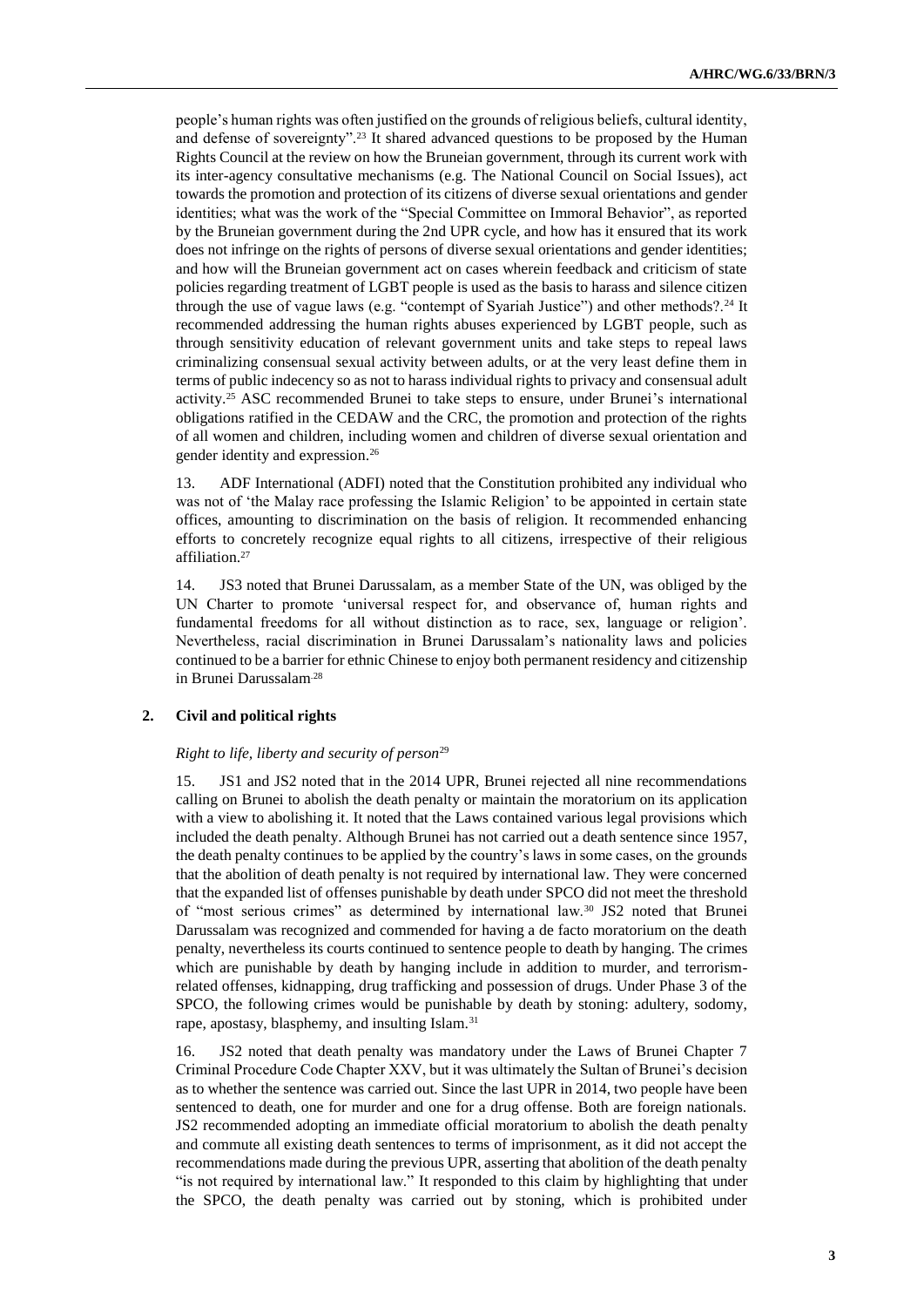people's human rights was often justified on the grounds of religious beliefs, cultural identity, and defense of sovereignty".[23] It shared advanced questions to be proposed by the Human Rights Council at the review on how the Bruneian government, through its current work with its inter-agency consultative mechanisms (e.g. The National Council on Social Issues), act towards the promotion and protection of its citizens of diverse sexual orientations and gender identities; what was the work of the "Special Committee on Immoral Behavior", as reported by the Bruneian government during the 2nd UPR cycle, and how has it ensured that its work does not infringe on the rights of persons of diverse sexual orientations and gender identities; and how will the Bruneian government act on cases wherein feedback and criticism of state policies regarding treatment of LGBT people is used as the basis to harass and silence citizen through the use of vague laws (e.g. "contempt of Syariah Justice") and other methods?.[24] It recommended addressing the human rights abuses experienced by LGBT people, such as through sensitivity education of relevant government units and take steps to repeal laws criminalizing consensual sexual activity between adults, or at the very least define them in terms of public indecency so as not to harass individual rights to privacy and consensual adult activity.[25] ASC recommended Brunei to take steps to ensure, under Brunei's international obligations ratified in the CEDAW and the CRC, the promotion and protection of the rights of all women and children, including women and children of diverse sexual orientation and gender identity and expression.[26]

13. ADF International (ADFI) noted that the Constitution prohibited any individual who was not of 'the Malay race professing the Islamic Religion' to be appointed in certain state offices, amounting to discrimination on the basis of religion. It recommended enhancing efforts to concretely recognize equal rights to all citizens, irrespective of their religious affiliation.[27]

14. JS3 noted that Brunei Darussalam, as a member State of the UN, was obliged by the UN Charter to promote 'universal respect for, and observance of, human rights and fundamental freedoms for all without distinction as to race, sex, language or religion'. Nevertheless, racial discrimination in Brunei Darussalam's nationality laws and policies continued to be a barrier for ethnic Chinese to enjoy both permanent residency and citizenship in Brunei Darussalam.[28]

## 2. Civil and political rights

### *Right to life, liberty and security of person*[29]

15. JS1 and JS2 noted that in the 2014 UPR, Brunei rejected all nine recommendations calling on Brunei to abolish the death penalty or maintain the moratorium on its application with a view to abolishing it. It noted that the Laws contained various legal provisions which included the death penalty. Although Brunei has not carried out a death sentence since 1957, the death penalty continues to be applied by the country's laws in some cases, on the grounds that the abolition of death penalty is not required by international law. They were concerned that the expanded list of offenses punishable by death under SPCO did not meet the threshold of "most serious crimes" as determined by international law.[30] JS2 noted that Brunei Darussalam was recognized and commended for having a de facto moratorium on the death penalty, nevertheless its courts continued to sentence people to death by hanging. The crimes which are punishable by death by hanging include in addition to murder, and terrorism-related offenses, kidnapping, drug trafficking and possession of drugs. Under Phase 3 of the SPCO, the following crimes would be punishable by death by stoning: adultery, sodomy, rape, apostasy, blasphemy, and insulting Islam.[31]

16. JS2 noted that death penalty was mandatory under the Laws of Brunei Chapter 7 Criminal Procedure Code Chapter XXV, but it was ultimately the Sultan of Brunei's decision as to whether the sentence was carried out. Since the last UPR in 2014, two people have been sentenced to death, one for murder and one for a drug offense. Both are foreign nationals. JS2 recommended adopting an immediate official moratorium to abolish the death penalty and commute all existing death sentences to terms of imprisonment, as it did not accept the recommendations made during the previous UPR, asserting that abolition of the death penalty "is not required by international law." It responded to this claim by highlighting that under the SPCO, the death penalty was carried out by stoning, which is prohibited under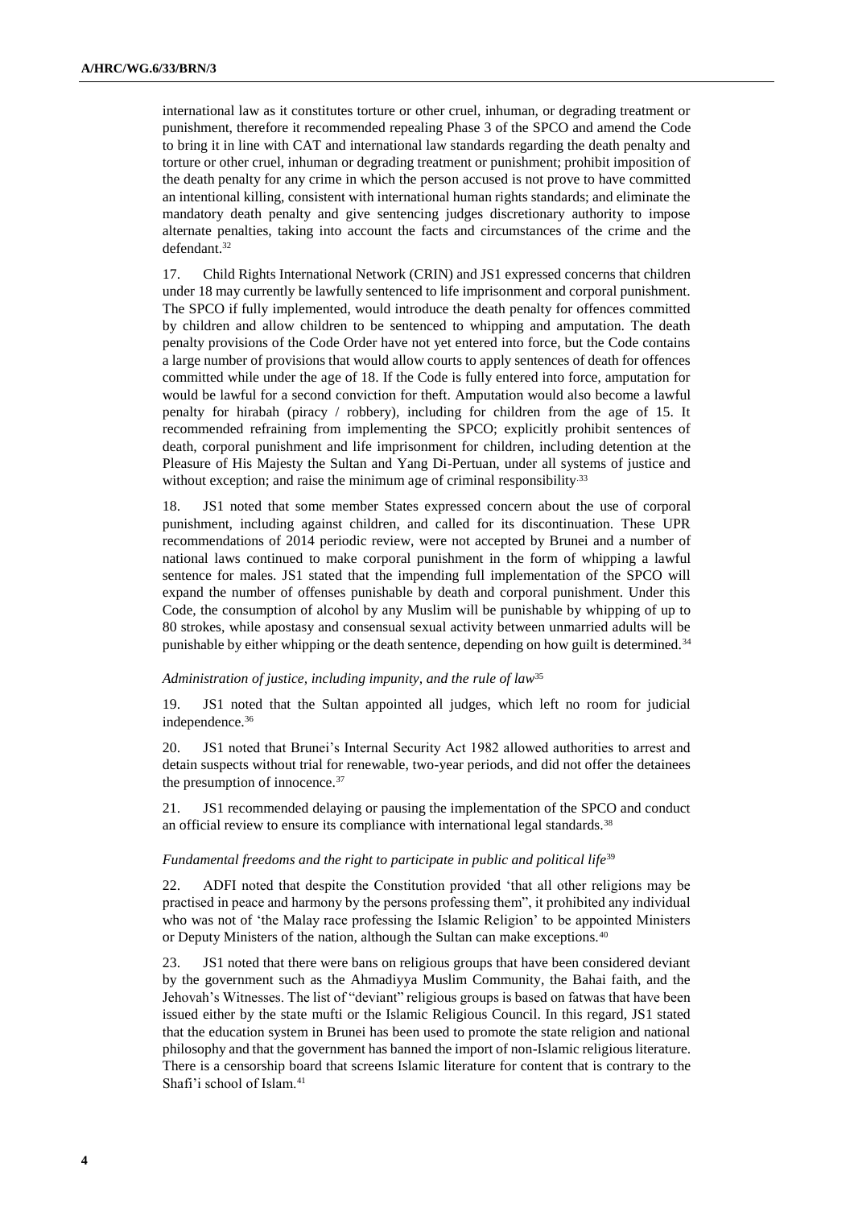international law as it constitutes torture or other cruel, inhuman, or degrading treatment or punishment, therefore it recommended repealing Phase 3 of the SPCO and amend the Code to bring it in line with CAT and international law standards regarding the death penalty and torture or other cruel, inhuman or degrading treatment or punishment; prohibit imposition of the death penalty for any crime in which the person accused is not prove to have committed an intentional killing, consistent with international human rights standards; and eliminate the mandatory death penalty and give sentencing judges discretionary authority to impose alternate penalties, taking into account the facts and circumstances of the crime and the defendant.[32]

17. Child Rights International Network (CRIN) and JS1 expressed concerns that children under 18 may currently be lawfully sentenced to life imprisonment and corporal punishment. The SPCO if fully implemented, would introduce the death penalty for offences committed by children and allow children to be sentenced to whipping and amputation. The death penalty provisions of the Code Order have not yet entered into force, but the Code contains a large number of provisions that would allow courts to apply sentences of death for offences committed while under the age of 18. If the Code is fully entered into force, amputation for would be lawful for a second conviction for theft. Amputation would also become a lawful penalty for hirabah (piracy / robbery), including for children from the age of 15. It recommended refraining from implementing the SPCO; explicitly prohibit sentences of death, corporal punishment and life imprisonment for children, including detention at the Pleasure of His Majesty the Sultan and Yang Di-Pertuan, under all systems of justice and without exception; and raise the minimum age of criminal responsibility.[33]

18. JS1 noted that some member States expressed concern about the use of corporal punishment, including against children, and called for its discontinuation. These UPR recommendations of 2014 periodic review, were not accepted by Brunei and a number of national laws continued to make corporal punishment in the form of whipping a lawful sentence for males. JS1 stated that the impending full implementation of the SPCO will expand the number of offenses punishable by death and corporal punishment. Under this Code, the consumption of alcohol by any Muslim will be punishable by whipping of up to 80 strokes, while apostasy and consensual sexual activity between unmarried adults will be punishable by either whipping or the death sentence, depending on how guilt is determined.[34]

*Administration of justice, including impunity, and the rule of law*[35]

19. JS1 noted that the Sultan appointed all judges, which left no room for judicial independence.[36]

20. JS1 noted that Brunei's Internal Security Act 1982 allowed authorities to arrest and detain suspects without trial for renewable, two-year periods, and did not offer the detainees the presumption of innocence.[37]

21. JS1 recommended delaying or pausing the implementation of the SPCO and conduct an official review to ensure its compliance with international legal standards.[38]

*Fundamental freedoms and the right to participate in public and political life*[39]

22. ADFI noted that despite the Constitution provided 'that all other religions may be practised in peace and harmony by the persons professing them", it prohibited any individual who was not of 'the Malay race professing the Islamic Religion' to be appointed Ministers or Deputy Ministers of the nation, although the Sultan can make exceptions.[40]

23. JS1 noted that there were bans on religious groups that have been considered deviant by the government such as the Ahmadiyya Muslim Community, the Bahai faith, and the Jehovah's Witnesses. The list of "deviant" religious groups is based on fatwas that have been issued either by the state mufti or the Islamic Religious Council. In this regard, JS1 stated that the education system in Brunei has been used to promote the state religion and national philosophy and that the government has banned the import of non-Islamic religious literature. There is a censorship board that screens Islamic literature for content that is contrary to the Shafi'i school of Islam.[41]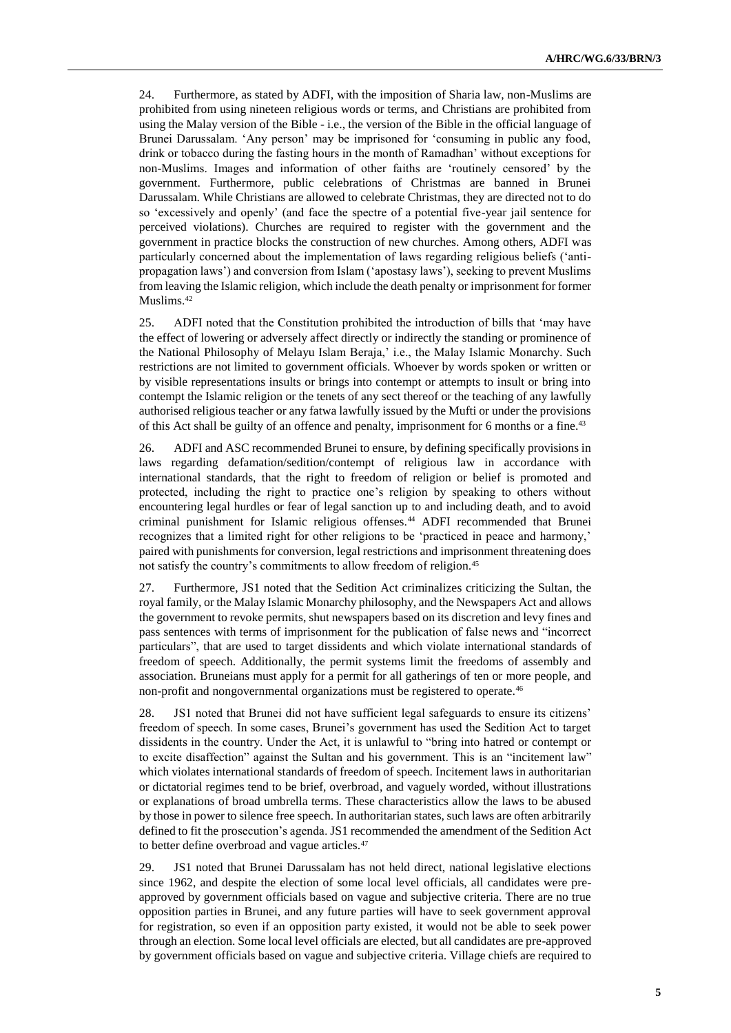24. Furthermore, as stated by ADFI, with the imposition of Sharia law, non-Muslims are prohibited from using nineteen religious words or terms, and Christians are prohibited from using the Malay version of the Bible - i.e., the version of the Bible in the official language of Brunei Darussalam. 'Any person' may be imprisoned for 'consuming in public any food, drink or tobacco during the fasting hours in the month of Ramadhan' without exceptions for non-Muslims. Images and information of other faiths are 'routinely censored' by the government. Furthermore, public celebrations of Christmas are banned in Brunei Darussalam. While Christians are allowed to celebrate Christmas, they are directed not to do so 'excessively and openly' (and face the spectre of a potential five-year jail sentence for perceived violations). Churches are required to register with the government and the government in practice blocks the construction of new churches. Among others, ADFI was particularly concerned about the implementation of laws regarding religious beliefs ('anti-propagation laws') and conversion from Islam ('apostasy laws'), seeking to prevent Muslims from leaving the Islamic religion, which include the death penalty or imprisonment for former Muslims.[42]

25. ADFI noted that the Constitution prohibited the introduction of bills that 'may have the effect of lowering or adversely affect directly or indirectly the standing or prominence of the National Philosophy of Melayu Islam Beraja,' i.e., the Malay Islamic Monarchy. Such restrictions are not limited to government officials. Whoever by words spoken or written or by visible representations insults or brings into contempt or attempts to insult or bring into contempt the Islamic religion or the tenets of any sect thereof or the teaching of any lawfully authorised religious teacher or any fatwa lawfully issued by the Mufti or under the provisions of this Act shall be guilty of an offence and penalty, imprisonment for 6 months or a fine.[43]

26. ADFI and ASC recommended Brunei to ensure, by defining specifically provisions in laws regarding defamation/sedition/contempt of religious law in accordance with international standards, that the right to freedom of religion or belief is promoted and protected, including the right to practice one's religion by speaking to others without encountering legal hurdles or fear of legal sanction up to and including death, and to avoid criminal punishment for Islamic religious offenses.[44] ADFI recommended that Brunei recognizes that a limited right for other religions to be 'practiced in peace and harmony,' paired with punishments for conversion, legal restrictions and imprisonment threatening does not satisfy the country's commitments to allow freedom of religion.[45]

27. Furthermore, JS1 noted that the Sedition Act criminalizes criticizing the Sultan, the royal family, or the Malay Islamic Monarchy philosophy, and the Newspapers Act and allows the government to revoke permits, shut newspapers based on its discretion and levy fines and pass sentences with terms of imprisonment for the publication of false news and "incorrect particulars", that are used to target dissidents and which violate international standards of freedom of speech. Additionally, the permit systems limit the freedoms of assembly and association. Bruneians must apply for a permit for all gatherings of ten or more people, and non-profit and nongovernmental organizations must be registered to operate.[46]

28. JS1 noted that Brunei did not have sufficient legal safeguards to ensure its citizens' freedom of speech. In some cases, Brunei's government has used the Sedition Act to target dissidents in the country. Under the Act, it is unlawful to "bring into hatred or contempt or to excite disaffection" against the Sultan and his government. This is an "incitement law" which violates international standards of freedom of speech. Incitement laws in authoritarian or dictatorial regimes tend to be brief, overbroad, and vaguely worded, without illustrations or explanations of broad umbrella terms. These characteristics allow the laws to be abused by those in power to silence free speech. In authoritarian states, such laws are often arbitrarily defined to fit the prosecution's agenda. JS1 recommended the amendment of the Sedition Act to better define overbroad and vague articles.[47]

29. JS1 noted that Brunei Darussalam has not held direct, national legislative elections since 1962, and despite the election of some local level officials, all candidates were pre-approved by government officials based on vague and subjective criteria. There are no true opposition parties in Brunei, and any future parties will have to seek government approval for registration, so even if an opposition party existed, it would not be able to seek power through an election. Some local level officials are elected, but all candidates are pre-approved by government officials based on vague and subjective criteria. Village chiefs are required to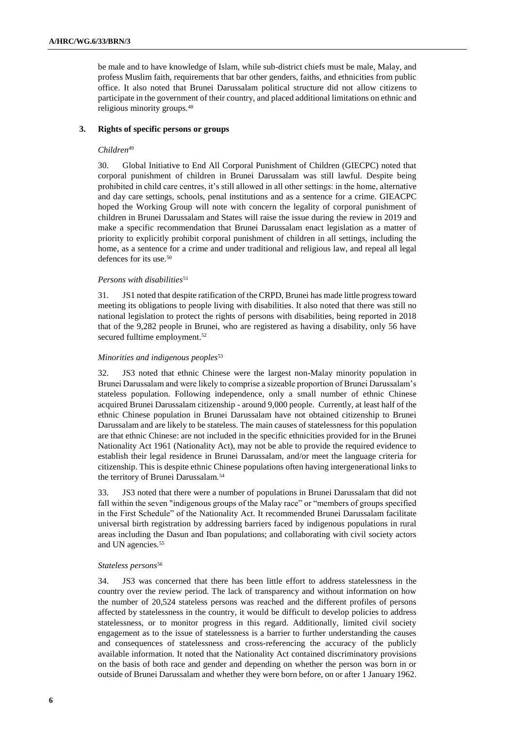be male and to have knowledge of Islam, while sub-district chiefs must be male, Malay, and profess Muslim faith, requirements that bar other genders, faiths, and ethnicities from public office. It also noted that Brunei Darussalam political structure did not allow citizens to participate in the government of their country, and placed additional limitations on ethnic and religious minority groups.[48]

### 3. Rights of specific persons or groups

#### *Children*[49]

30. Global Initiative to End All Corporal Punishment of Children (GIECPC) noted that corporal punishment of children in Brunei Darussalam was still lawful. Despite being prohibited in child care centres, it's still allowed in all other settings: in the home, alternative and day care settings, schools, penal institutions and as a sentence for a crime. GIEACPC hoped the Working Group will note with concern the legality of corporal punishment of children in Brunei Darussalam and States will raise the issue during the review in 2019 and make a specific recommendation that Brunei Darussalam enact legislation as a matter of priority to explicitly prohibit corporal punishment of children in all settings, including the home, as a sentence for a crime and under traditional and religious law, and repeal all legal defences for its use.[50]

#### *Persons with disabilities*[51]

31. JS1 noted that despite ratification of the CRPD, Brunei has made little progress toward meeting its obligations to people living with disabilities. It also noted that there was still no national legislation to protect the rights of persons with disabilities, being reported in 2018 that of the 9,282 people in Brunei, who are registered as having a disability, only 56 have secured fulltime employment.[52]

#### *Minorities and indigenous peoples*[53]

32. JS3 noted that ethnic Chinese were the largest non-Malay minority population in Brunei Darussalam and were likely to comprise a sizeable proportion of Brunei Darussalam's stateless population. Following independence, only a small number of ethnic Chinese acquired Brunei Darussalam citizenship - around 9,000 people. Currently, at least half of the ethnic Chinese population in Brunei Darussalam have not obtained citizenship to Brunei Darussalam and are likely to be stateless. The main causes of statelessness for this population are that ethnic Chinese: are not included in the specific ethnicities provided for in the Brunei Nationality Act 1961 (Nationality Act), may not be able to provide the required evidence to establish their legal residence in Brunei Darussalam, and/or meet the language criteria for citizenship. This is despite ethnic Chinese populations often having intergenerational links to the territory of Brunei Darussalam.[54]

33. JS3 noted that there were a number of populations in Brunei Darussalam that did not fall within the seven "indigenous groups of the Malay race" or "members of groups specified in the First Schedule" of the Nationality Act. It recommended Brunei Darussalam facilitate universal birth registration by addressing barriers faced by indigenous populations in rural areas including the Dasun and Iban populations; and collaborating with civil society actors and UN agencies.[55]

#### *Stateless persons*[56]

34. JS3 was concerned that there has been little effort to address statelessness in the country over the review period. The lack of transparency and without information on how the number of 20,524 stateless persons was reached and the different profiles of persons affected by statelessness in the country, it would be difficult to develop policies to address statelessness, or to monitor progress in this regard. Additionally, limited civil society engagement as to the issue of statelessness is a barrier to further understanding the causes and consequences of statelessness and cross-referencing the accuracy of the publicly available information. It noted that the Nationality Act contained discriminatory provisions on the basis of both race and gender and depending on whether the person was born in or outside of Brunei Darussalam and whether they were born before, on or after 1 January 1962.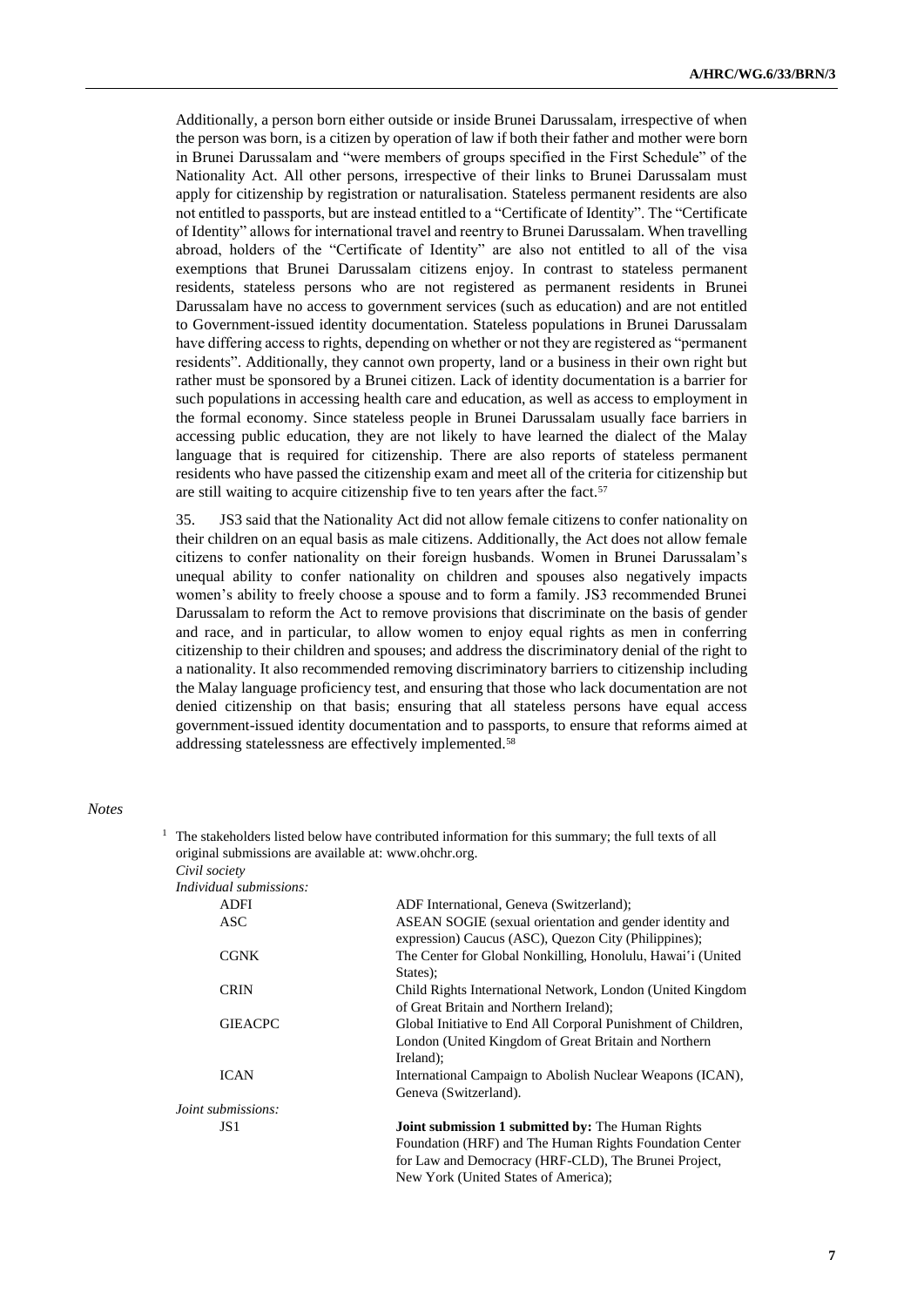Additionally, a person born either outside or inside Brunei Darussalam, irrespective of when the person was born, is a citizen by operation of law if both their father and mother were born in Brunei Darussalam and "were members of groups specified in the First Schedule" of the Nationality Act. All other persons, irrespective of their links to Brunei Darussalam must apply for citizenship by registration or naturalisation. Stateless permanent residents are also not entitled to passports, but are instead entitled to a "Certificate of Identity". The "Certificate of Identity" allows for international travel and reentry to Brunei Darussalam. When travelling abroad, holders of the "Certificate of Identity" are also not entitled to all of the visa exemptions that Brunei Darussalam citizens enjoy. In contrast to stateless permanent residents, stateless persons who are not registered as permanent residents in Brunei Darussalam have no access to government services (such as education) and are not entitled to Government-issued identity documentation. Stateless populations in Brunei Darussalam have differing access to rights, depending on whether or not they are registered as "permanent residents". Additionally, they cannot own property, land or a business in their own right but rather must be sponsored by a Brunei citizen. Lack of identity documentation is a barrier for such populations in accessing health care and education, as well as access to employment in the formal economy. Since stateless people in Brunei Darussalam usually face barriers in accessing public education, they are not likely to have learned the dialect of the Malay language that is required for citizenship. There are also reports of stateless permanent residents who have passed the citizenship exam and meet all of the criteria for citizenship but are still waiting to acquire citizenship five to ten years after the fact.[57]

35. JS3 said that the Nationality Act did not allow female citizens to confer nationality on their children on an equal basis as male citizens. Additionally, the Act does not allow female citizens to confer nationality on their foreign husbands. Women in Brunei Darussalam's unequal ability to confer nationality on children and spouses also negatively impacts women's ability to freely choose a spouse and to form a family. JS3 recommended Brunei Darussalam to reform the Act to remove provisions that discriminate on the basis of gender and race, and in particular, to allow women to enjoy equal rights as men in conferring citizenship to their children and spouses; and address the discriminatory denial of the right to a nationality. It also recommended removing discriminatory barriers to citizenship including the Malay language proficiency test, and ensuring that those who lack documentation are not denied citizenship on that basis; ensuring that all stateless persons have equal access government-issued identity documentation and to passports, to ensure that reforms aimed at addressing statelessness are effectively implemented.[58]

*Notes*

[1] The stakeholders listed below have contributed information for this summary; the full texts of all original submissions are available at: www.ohchr.org.

*Civil society*

*Individual submissions:*

| | |
|---|---|
| ADFI | ADF International, Geneva (Switzerland); |
| ASC | ASEAN SOGIE (sexual orientation and gender identity and expression) Caucus (ASC), Quezon City (Philippines); |
| CGNK | The Center for Global Nonkilling, Honolulu, Hawai'i (United States); |
| CRIN | Child Rights International Network, London (United Kingdom of Great Britain and Northern Ireland); |
| GIEACPC | Global Initiative to End All Corporal Punishment of Children, London (United Kingdom of Great Britain and Northern Ireland); |
| ICAN | International Campaign to Abolish Nuclear Weapons (ICAN), Geneva (Switzerland). |

*Joint submissions:*

| | |
|---|---|
| JS1 | **Joint submission 1 submitted by:** The Human Rights Foundation (HRF) and The Human Rights Foundation Center for Law and Democracy (HRF-CLD), The Brunei Project, New York (United States of America); |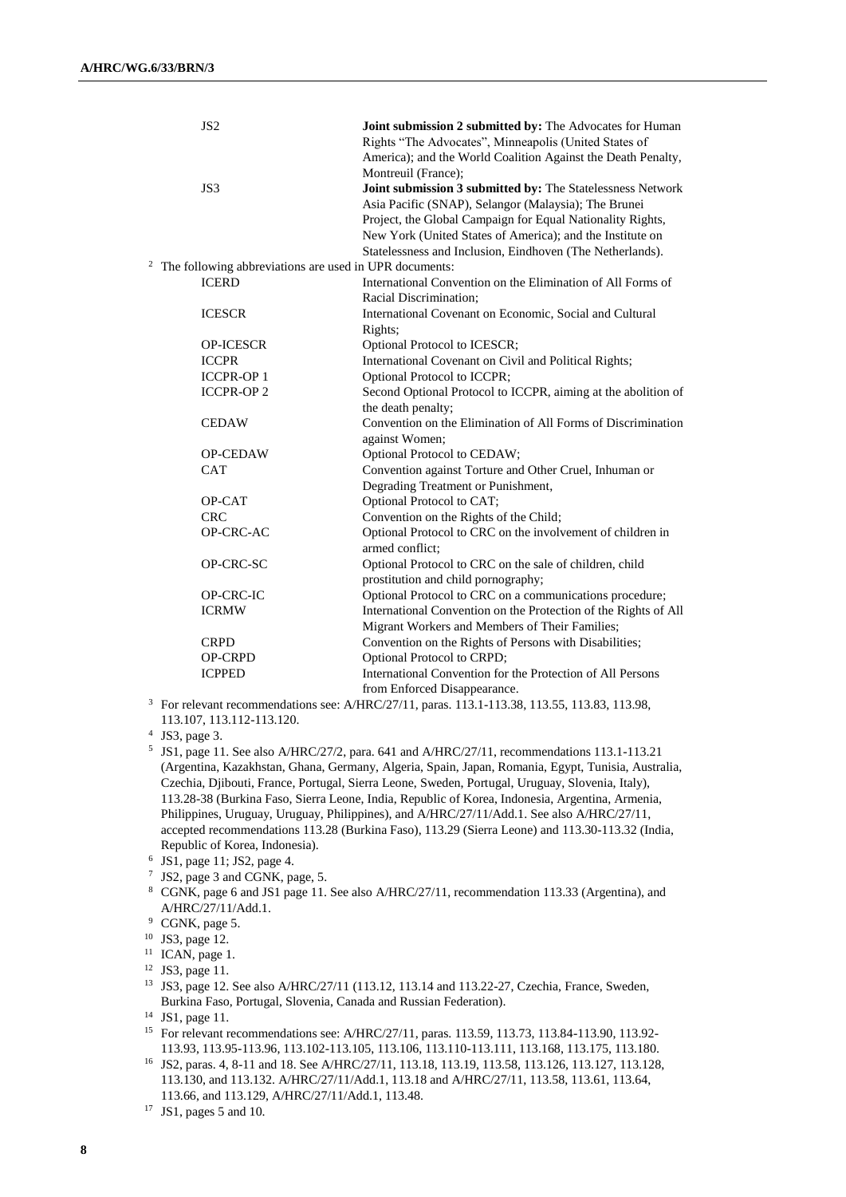| | |
|---|---|
| JS2 | **Joint submission 2 submitted by:** The Advocates for Human Rights "The Advocates", Minneapolis (United States of America); and the World Coalition Against the Death Penalty, Montreuil (France); |
| JS3 | **Joint submission 3 submitted by:** The Statelessness Network Asia Pacific (SNAP), Selangor (Malaysia); The Brunei Project, the Global Campaign for Equal Nationality Rights, New York (United States of America); and the Institute on Statelessness and Inclusion, Eindhoven (The Netherlands). |

[2] The following abbreviations are used in UPR documents:

| | |
|---|---|
| ICERD | International Convention on the Elimination of All Forms of Racial Discrimination; |
| ICESCR | International Covenant on Economic, Social and Cultural Rights; |
| OP-ICESCR | Optional Protocol to ICESCR; |
| ICCPR | International Covenant on Civil and Political Rights; |
| ICCPR-OP 1 | Optional Protocol to ICCPR; |
| ICCPR-OP 2 | Second Optional Protocol to ICCPR, aiming at the abolition of the death penalty; |
| CEDAW | Convention on the Elimination of All Forms of Discrimination against Women; |
| OP-CEDAW | Optional Protocol to CEDAW; |
| CAT | Convention against Torture and Other Cruel, Inhuman or Degrading Treatment or Punishment, |
| OP-CAT | Optional Protocol to CAT; |
| CRC | Convention on the Rights of the Child; |
| OP-CRC-AC | Optional Protocol to CRC on the involvement of children in armed conflict; |
| OP-CRC-SC | Optional Protocol to CRC on the sale of children, child prostitution and child pornography; |
| OP-CRC-IC | Optional Protocol to CRC on a communications procedure; |
| ICRMW | International Convention on the Protection of the Rights of All Migrant Workers and Members of Their Families; |
| CRPD | Convention on the Rights of Persons with Disabilities; |
| OP-CRPD | Optional Protocol to CRPD; |
| ICPPED | International Convention for the Protection of All Persons from Enforced Disappearance. |

[3] For relevant recommendations see: A/HRC/27/11, paras. 113.1-113.38, 113.55, 113.83, 113.98, 113.107, 113.112-113.120.

[4] JS3, page 3.

[5] JS1, page 11. See also A/HRC/27/2, para. 641 and A/HRC/27/11, recommendations 113.1-113.21 (Argentina, Kazakhstan, Ghana, Germany, Algeria, Spain, Japan, Romania, Egypt, Tunisia, Australia, Czechia, Djibouti, France, Portugal, Sierra Leone, Sweden, Portugal, Uruguay, Slovenia, Italy), 113.28-38 (Burkina Faso, Sierra Leone, India, Republic of Korea, Indonesia, Argentina, Armenia, Philippines, Uruguay, Uruguay, Philippines), and A/HRC/27/11/Add.1. See also A/HRC/27/11, accepted recommendations 113.28 (Burkina Faso), 113.29 (Sierra Leone) and 113.30-113.32 (India, Republic of Korea, Indonesia).

[6] JS1, page 11; JS2, page 4.

[7] JS2, page 3 and CGNK, page, 5.

[8] CGNK, page 6 and JS1 page 11. See also A/HRC/27/11, recommendation 113.33 (Argentina), and A/HRC/27/11/Add.1.

[9] CGNK, page 5.

[10] JS3, page 12.

[11] ICAN, page 1.

[12] JS3, page 11.

[13] JS3, page 12. See also A/HRC/27/11 (113.12, 113.14 and 113.22-27, Czechia, France, Sweden, Burkina Faso, Portugal, Slovenia, Canada and Russian Federation).

[14] JS1, page 11.

[15] For relevant recommendations see: A/HRC/27/11, paras. 113.59, 113.73, 113.84-113.90, 113.92-113.93, 113.95-113.96, 113.102-113.105, 113.106, 113.110-113.111, 113.168, 113.175, 113.180.

[16] JS2, paras. 4, 8-11 and 18. See A/HRC/27/11, 113.18, 113.19, 113.58, 113.126, 113.127, 113.128, 113.130, and 113.132. A/HRC/27/11/Add.1, 113.18 and A/HRC/27/11, 113.58, 113.61, 113.64, 113.66, and 113.129, A/HRC/27/11/Add.1, 113.48.

[17] JS1, pages 5 and 10.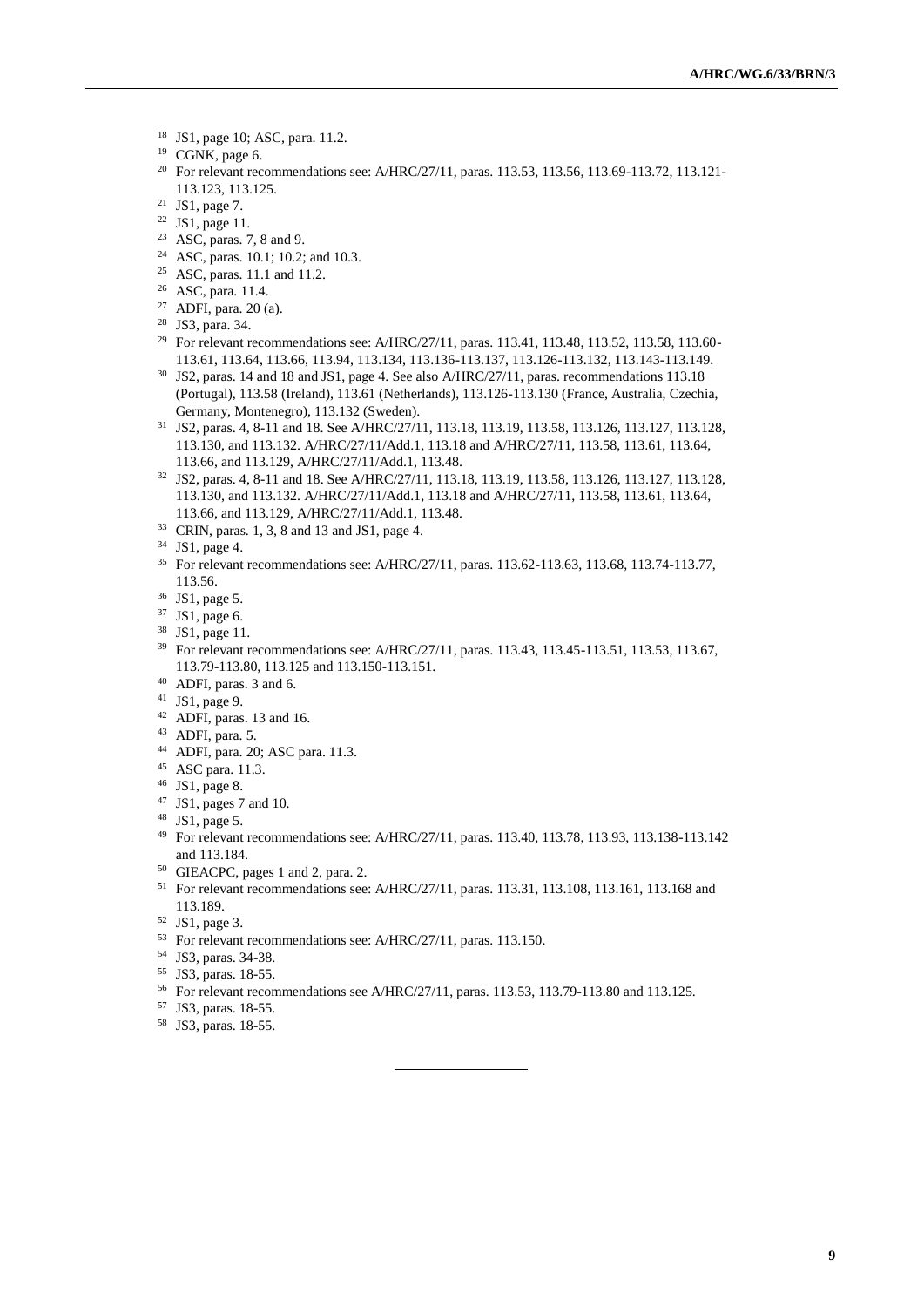[18] JS1, page 10; ASC, para. 11.2.

[19] CGNK, page 6.

[20] For relevant recommendations see: A/HRC/27/11, paras. 113.53, 113.56, 113.69-113.72, 113.121-113.123, 113.125.

[21] JS1, page 7.

[22] JS1, page 11.

[23] ASC, paras. 7, 8 and 9.

[24] ASC, paras. 10.1; 10.2; and 10.3.

[25] ASC, paras. 11.1 and 11.2.

[26] ASC, para. 11.4.

[27] ADFI, para. 20 (a).

[28] JS3, para. 34.

[29] For relevant recommendations see: A/HRC/27/11, paras. 113.41, 113.48, 113.52, 113.58, 113.60-113.61, 113.64, 113.66, 113.94, 113.134, 113.136-113.137, 113.126-113.132, 113.143-113.149.

[30] JS2, paras. 14 and 18 and JS1, page 4. See also A/HRC/27/11, paras. recommendations 113.18 (Portugal), 113.58 (Ireland), 113.61 (Netherlands), 113.126-113.130 (France, Australia, Czechia, Germany, Montenegro), 113.132 (Sweden).

[31] JS2, paras. 4, 8-11 and 18. See A/HRC/27/11, 113.18, 113.19, 113.58, 113.126, 113.127, 113.128, 113.130, and 113.132. A/HRC/27/11/Add.1, 113.18 and A/HRC/27/11, 113.58, 113.61, 113.64, 113.66, and 113.129, A/HRC/27/11/Add.1, 113.48.

[32] JS2, paras. 4, 8-11 and 18. See A/HRC/27/11, 113.18, 113.19, 113.58, 113.126, 113.127, 113.128, 113.130, and 113.132. A/HRC/27/11/Add.1, 113.18 and A/HRC/27/11, 113.58, 113.61, 113.64, 113.66, and 113.129, A/HRC/27/11/Add.1, 113.48.

[33] CRIN, paras. 1, 3, 8 and 13 and JS1, page 4.

[34] JS1, page 4.

[35] For relevant recommendations see: A/HRC/27/11, paras. 113.62-113.63, 113.68, 113.74-113.77, 113.56.

[36] JS1, page 5.

[37] JS1, page 6.

[38] JS1, page 11.

[39] For relevant recommendations see: A/HRC/27/11, paras. 113.43, 113.45-113.51, 113.53, 113.67, 113.79-113.80, 113.125 and 113.150-113.151.

[40] ADFI, paras. 3 and 6.

[41] JS1, page 9.

[42] ADFI, paras. 13 and 16.

[43] ADFI, para. 5.

[44] ADFI, para. 20; ASC para. 11.3.

[45] ASC para. 11.3.

[46] JS1, page 8.

[47] JS1, pages 7 and 10.

[48] JS1, page 5.

[49] For relevant recommendations see: A/HRC/27/11, paras. 113.40, 113.78, 113.93, 113.138-113.142 and 113.184.

[50] GIEACPC, pages 1 and 2, para. 2.

[51] For relevant recommendations see: A/HRC/27/11, paras. 113.31, 113.108, 113.161, 113.168 and 113.189.

[52] JS1, page 3.

[53] For relevant recommendations see: A/HRC/27/11, paras. 113.150.

[54] JS3, paras. 34-38.

[55] JS3, paras. 18-55.

[56] For relevant recommendations see A/HRC/27/11, paras. 113.53, 113.79-113.80 and 113.125.

[57] JS3, paras. 18-55.

[58] JS3, paras. 18-55.